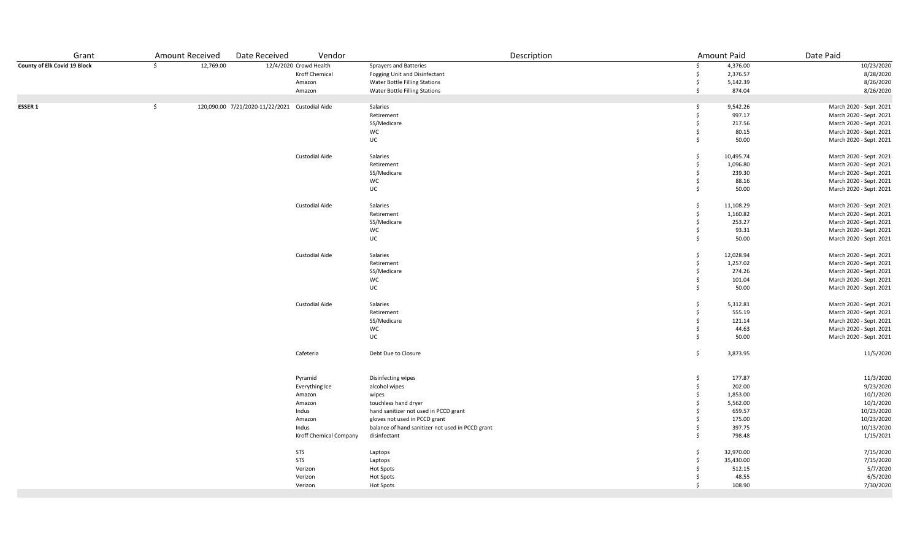| Grant | Amount Received | Date Received | Vendor | Description | Amount Paid | Date Paid |
|---|---|---|---|---|---|---|
| **County of Elk Covid 19 Block** | $ 12,769.00 | 12/4/2020 | Crowd Health | Sprayers and Batteries | $ 4,376.00 | 10/23/2020 |
| | | | Kroff Chemical | Fogging Unit and Disinfectant | $ 2,376.57 | 8/28/2020 |
| | | | Amazon | Water Bottle Filling Stations | $ 5,142.39 | 8/26/2020 |
| | | | Amazon | Water Bottle Filling Stations | $ 874.04 | 8/26/2020 |
| | | | | | | |
| **ESSER 1** | $ 120,090.00 | 7/21/2020-11/22/2021 | Custodial Aide | Salaries | $ 9,542.26 | March 2020 - Sept. 2021 |
| | | | | Retirement | $ 997.17 | March 2020 - Sept. 2021 |
| | | | | SS/Medicare | $ 217.56 | March 2020 - Sept. 2021 |
| | | | | WC | $ 80.15 | March 2020 - Sept. 2021 |
| | | | | UC | $ 50.00 | March 2020 - Sept. 2021 |
| | | | Custodial Aide | Salaries | $ 10,495.74 | March 2020 - Sept. 2021 |
| | | | | Retirement | $ 1,096.80 | March 2020 - Sept. 2021 |
| | | | | SS/Medicare | $ 239.30 | March 2020 - Sept. 2021 |
| | | | | WC | $ 88.16 | March 2020 - Sept. 2021 |
| | | | | UC | $ 50.00 | March 2020 - Sept. 2021 |
| | | | Custodial Aide | Salaries | $ 11,108.29 | March 2020 - Sept. 2021 |
| | | | | Retirement | $ 1,160.82 | March 2020 - Sept. 2021 |
| | | | | SS/Medicare | $ 253.27 | March 2020 - Sept. 2021 |
| | | | | WC | $ 93.31 | March 2020 - Sept. 2021 |
| | | | | UC | $ 50.00 | March 2020 - Sept. 2021 |
| | | | Custodial Aide | Salaries | $ 12,028.94 | March 2020 - Sept. 2021 |
| | | | | Retirement | $ 1,257.02 | March 2020 - Sept. 2021 |
| | | | | SS/Medicare | $ 274.26 | March 2020 - Sept. 2021 |
| | | | | WC | $ 101.04 | March 2020 - Sept. 2021 |
| | | | | UC | $ 50.00 | March 2020 - Sept. 2021 |
| | | | Custodial Aide | Salaries | $ 5,312.81 | March 2020 - Sept. 2021 |
| | | | | Retirement | $ 555.19 | March 2020 - Sept. 2021 |
| | | | | SS/Medicare | $ 121.14 | March 2020 - Sept. 2021 |
| | | | | WC | $ 44.63 | March 2020 - Sept. 2021 |
| | | | | UC | $ 50.00 | March 2020 - Sept. 2021 |
| | | | Cafeteria | Debt Due to Closure | $ 3,873.95 | 11/5/2020 |
| | | | Pyramid | Disinfecting wipes | $ 177.87 | 11/3/2020 |
| | | | Everything Ice | alcohol wipes | $ 202.00 | 9/23/2020 |
| | | | Amazon | wipes | $ 1,853.00 | 10/1/2020 |
| | | | Amazon | touchless hand dryer | $ 5,562.00 | 10/1/2020 |
| | | | Indus | hand sanitizer not used in PCCD grant | $ 659.57 | 10/23/2020 |
| | | | Amazon | gloves not used in PCCD grant | $ 175.00 | 10/23/2020 |
| | | | Indus | balance of hand sanitizer not used in PCCD grant | $ 397.75 | 10/13/2020 |
| | | | Kroff Chemical Company | disinfectant | $ 798.48 | 1/15/2021 |
| | | | STS | Laptops | $ 32,970.00 | 7/15/2020 |
| | | | STS | Laptops | $ 35,430.00 | 7/15/2020 |
| | | | Verizon | Hot Spots | $ 512.15 | 5/7/2020 |
| | | | Verizon | Hot Spots | $ 48.55 | 6/5/2020 |
| | | | Verizon | Hot Spots | $ 108.90 | 7/30/2020 |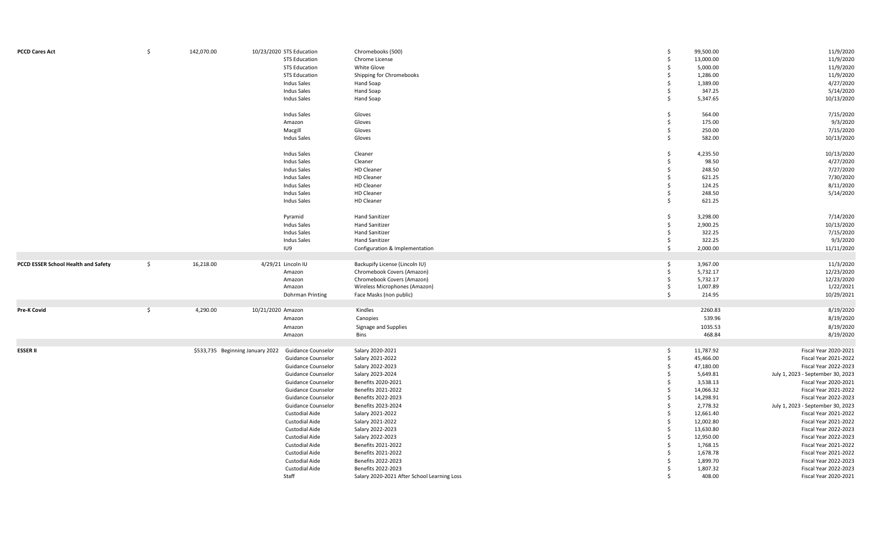| Program | | Amount | Date | Vendor | Description | | Cost | Date Paid |
|---|---|---|---|---|---|---|---|---|
| **PCCD Cares Act** | $ | 142,070.00 | 10/23/2020 | STS Education | Chromebooks (500) | $ | 99,500.00 | 11/9/2020 |
| | | | | STS Education | Chrome License | $ | 13,000.00 | 11/9/2020 |
| | | | | STS Education | White Glove | $ | 5,000.00 | 11/9/2020 |
| | | | | STS Education | Shipping for Chromebooks | $ | 1,286.00 | 11/9/2020 |
| | | | | Indus Sales | Hand Soap | $ | 1,389.00 | 4/27/2020 |
| | | | | Indus Sales | Hand Soap | $ | 347.25 | 5/14/2020 |
| | | | | Indus Sales | Hand Soap | $ | 5,347.65 | 10/13/2020 |
| | | | | Indus Sales | Gloves | $ | 564.00 | 7/15/2020 |
| | | | | Amazon | Gloves | $ | 175.00 | 9/3/2020 |
| | | | | Macgill | Gloves | $ | 250.00 | 7/15/2020 |
| | | | | Indus Sales | Gloves | $ | 582.00 | 10/13/2020 |
| | | | | Indus Sales | Cleaner | $ | 4,235.50 | 10/13/2020 |
| | | | | Indus Sales | Cleaner | $ | 98.50 | 4/27/2020 |
| | | | | Indus Sales | HD Cleaner | $ | 248.50 | 7/27/2020 |
| | | | | Indus Sales | HD Cleaner | $ | 621.25 | 7/30/2020 |
| | | | | Indus Sales | HD Cleaner | $ | 124.25 | 8/11/2020 |
| | | | | Indus Sales | HD Cleaner | $ | 248.50 | 5/14/2020 |
| | | | | Indus Sales | HD Cleaner | $ | 621.25 | |
| | | | | Pyramid | Hand Sanitizer | $ | 3,298.00 | 7/14/2020 |
| | | | | Indus Sales | Hand Sanitizer | $ | 2,900.25 | 10/13/2020 |
| | | | | Indus Sales | Hand Sanitizer | $ | 322.25 | 7/15/2020 |
| | | | | Indus Sales | Hand Sanitizer | $ | 322.25 | 9/3/2020 |
| | | | | IU9 | Configuration & Implementation | $ | 2,000.00 | 11/11/2020 |
| **PCCD ESSER School Health and Safety** | $ | 16,218.00 | 4/29/21 | Lincoln IU | Backupify License (Lincoln IU) | $ | 3,967.00 | 11/3/2020 |
| | | | | Amazon | Chromebook Covers (Amazon) | $ | 5,732.17 | 12/23/2020 |
| | | | | Amazon | Chromebook Covers (Amazon) | $ | 5,732.17 | 12/23/2020 |
| | | | | Amazon | Wireless Microphones (Amazon) | $ | 1,007.89 | 1/22/2021 |
| | | | | Dohrman Printing | Face Masks (non public) | $ | 214.95 | 10/29/2021 |
| **Pre-K Covid** | $ | 4,290.00 | 10/21/2020 | Amazon | Kindles | | 2260.83 | 8/19/2020 |
| | | | | Amazon | Canopies | | 539.96 | 8/19/2020 |
| | | | | Amazon | Signage and Supplies | | 1035.53 | 8/19/2020 |
| | | | | Amazon | Bins | | 468.84 | 8/19/2020 |
| **ESSER II** | | $533,735 | Beginning January 2022 | Guidance Counselor | Salary 2020-2021 | $ | 11,787.92 | Fiscal Year 2020-2021 |
| | | | | Guidance Counselor | Salary 2021-2022 | $ | 45,466.00 | Fiscal Year 2021-2022 |
| | | | | Guidance Counselor | Salary 2022-2023 | $ | 47,180.00 | Fiscal Year 2022-2023 |
| | | | | Guidance Counselor | Salary 2023-2024 | $ | 5,649.81 | July 1, 2023 - September 30, 2023 |
| | | | | Guidance Counselor | Benefits 2020-2021 | $ | 3,538.13 | Fiscal Year 2020-2021 |
| | | | | Guidance Counselor | Benefits 2021-2022 | $ | 14,066.32 | Fiscal Year 2021-2022 |
| | | | | Guidance Counselor | Benefits 2022-2023 | $ | 14,298.91 | Fiscal Year 2022-2023 |
| | | | | Guidance Counselor | Benefits 2023-2024 | $ | 2,778.32 | July 1, 2023 - September 30, 2023 |
| | | | | Custodial Aide | Salary 2021-2022 | $ | 12,661.40 | Fiscal Year 2021-2022 |
| | | | | Custodial Aide | Salary 2021-2022 | $ | 12,002.80 | Fiscal Year 2021-2022 |
| | | | | Custodial Aide | Salary 2022-2023 | $ | 13,630.80 | Fiscal Year 2022-2023 |
| | | | | Custodial Aide | Salary 2022-2023 | $ | 12,950.00 | Fiscal Year 2022-2023 |
| | | | | Custodial Aide | Benefits 2021-2022 | $ | 1,768.15 | Fiscal Year 2021-2022 |
| | | | | Custodial Aide | Benefits 2021-2022 | $ | 1,678.78 | Fiscal Year 2021-2022 |
| | | | | Custodial Aide | Benefits 2022-2023 | $ | 1,899.70 | Fiscal Year 2022-2023 |
| | | | | Custodial Aide | Benefits 2022-2023 | $ | 1,807.32 | Fiscal Year 2022-2023 |
| | | | | Staff | Salary 2020-2021 After School Learning Loss | $ | 408.00 | Fiscal Year 2020-2021 |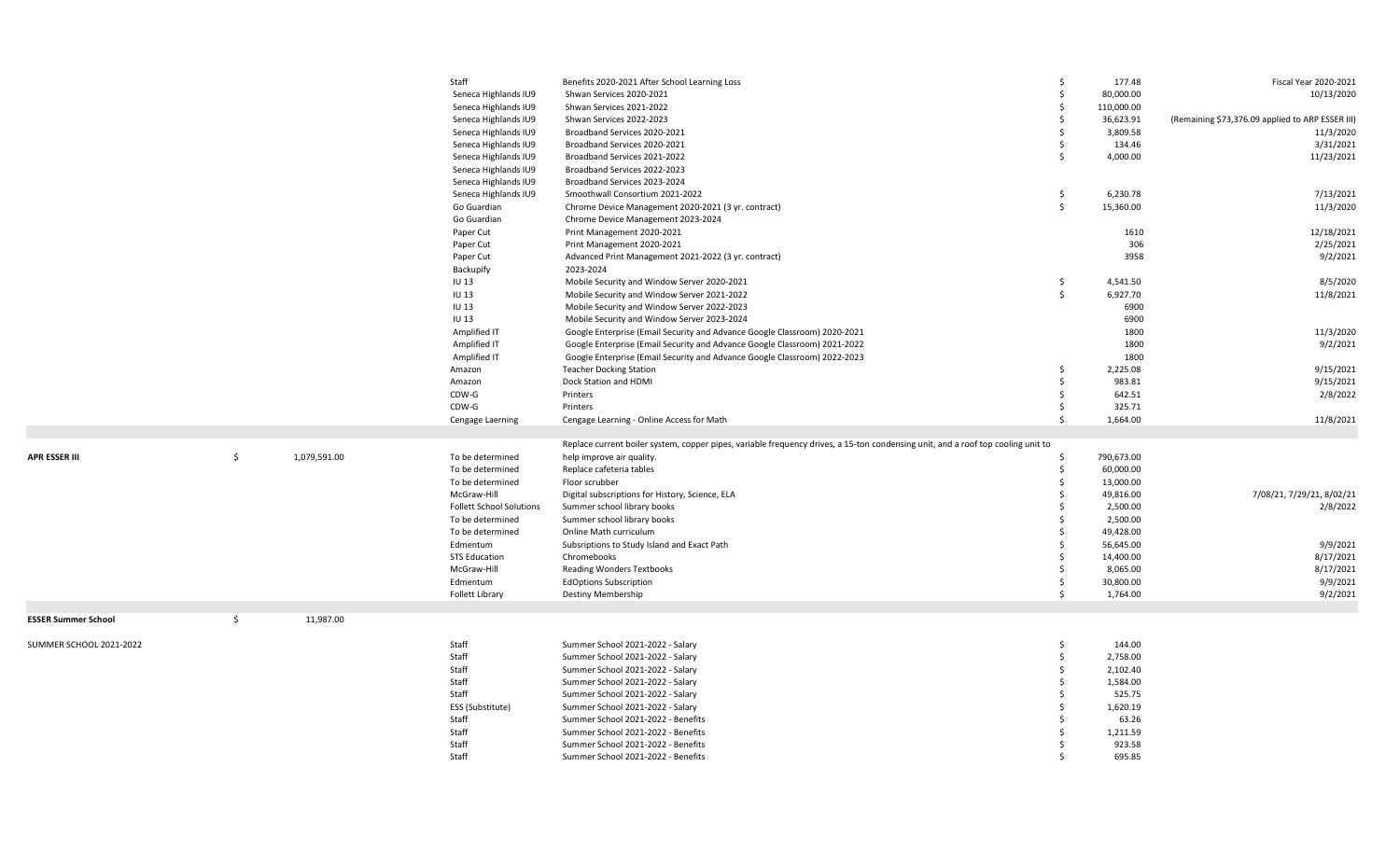| | | | | | | |
|---|---|---|---|---|---|---|
| | | | Staff | Benefits 2020-2021 After School Learning Loss | $ 177.48 | Fiscal Year 2020-2021 |
| | | | Seneca Highlands IU9 | Shwan Services 2020-2021 | $ 80,000.00 | 10/13/2020 |
| | | | Seneca Highlands IU9 | Shwan Services 2021-2022 | $ 110,000.00 | |
| | | | Seneca Highlands IU9 | Shwan Services 2022-2023 | $ 36,623.91 | (Remaining $73,376.09 applied to ARP ESSER III) |
| | | | Seneca Highlands IU9 | Broadband Services 2020-2021 | $ 3,809.58 | 11/3/2020 |
| | | | Seneca Highlands IU9 | Broadband Services 2020-2021 | $ 134.46 | 3/31/2021 |
| | | | Seneca Highlands IU9 | Broadband Services 2021-2022 | $ 4,000.00 | 11/23/2021 |
| | | | Seneca Highlands IU9 | Broadband Services 2022-2023 | | |
| | | | Seneca Highlands IU9 | Broadband Services 2023-2024 | | |
| | | | Seneca Highlands IU9 | Smoothwall Consortium 2021-2022 | $ 6,230.78 | 7/13/2021 |
| | | | Go Guardian | Chrome Device Management 2020-2021 (3 yr. contract) | $ 15,360.00 | 11/3/2020 |
| | | | Go Guardian | Chrome Device Management 2023-2024 | | |
| | | | Paper Cut | Print Management 2020-2021 | 1610 | 12/18/2021 |
| | | | Paper Cut | Print Management 2020-2021 | 306 | 2/25/2021 |
| | | | Paper Cut | Advanced Print Management 2021-2022 (3 yr. contract) | 3958 | 9/2/2021 |
| | | | Backupify | 2023-2024 | | |
| | | | IU 13 | Mobile Security and Window Server 2020-2021 | $ 4,541.50 | 8/5/2020 |
| | | | IU 13 | Mobile Security and Window Server 2021-2022 | $ 6,927.70 | 11/8/2021 |
| | | | IU 13 | Mobile Security and Window Server 2022-2023 | 6900 | |
| | | | IU 13 | Mobile Security and Window Server 2023-2024 | 6900 | |
| | | | Amplified IT | Google Enterprise (Email Security and Advance Google Classroom) 2020-2021 | 1800 | 11/3/2020 |
| | | | Amplified IT | Google Enterprise (Email Security and Advance Google Classroom) 2021-2022 | 1800 | 9/2/2021 |
| | | | Amplified IT | Google Enterprise (Email Security and Advance Google Classroom) 2022-2023 | 1800 | |
| | | | Amazon | Teacher Docking Station | $ 2,225.08 | 9/15/2021 |
| | | | Amazon | Dock Station and HDMI | $ 983.81 | 9/15/2021 |
| | | | CDW-G | Printers | $ 642.51 | 2/8/2022 |
| | | | CDW-G | Printers | $ 325.71 | |
| | | | Cengage Laerning | Cengage Learning - Online Access for Math | $ 1,664.00 | 11/8/2021 |
| | | | | | | |
| **APR ESSER III** | $ | 1,079,591.00 | To be determined | Replace current boiler system, copper pipes, variable frequency drives, a 15-ton condensing unit, and a roof top cooling unit to help improve air quality. | $ 790,673.00 | |
| | | | To be determined | Replace cafeteria tables | $ 60,000.00 | |
| | | | To be determined | Floor scrubber | $ 13,000.00 | |
| | | | McGraw-Hill | Digital subscriptions for History, Science, ELA | $ 49,816.00 | 7/08/21, 7/29/21, 8/02/21 |
| | | | Follett School Solutions | Summer school library books | $ 2,500.00 | 2/8/2022 |
| | | | To be determined | Summer school library books | $ 2,500.00 | |
| | | | To be determined | Online Math curriculum | $ 49,428.00 | |
| | | | Edmentum | Subsriptions to Study Island and Exact Path | $ 56,645.00 | 9/9/2021 |
| | | | STS Education | Chromebooks | $ 14,400.00 | 8/17/2021 |
| | | | McGraw-Hill | Reading Wonders Textbooks | $ 8,065.00 | 8/17/2021 |
| | | | Edmentum | EdOptions Subscription | $ 30,800.00 | 9/9/2021 |
| | | | Follett Library | Destiny Membership | $ 1,764.00 | 9/2/2021 |
| | | | | | | |
| **ESSER Summer School** | $ | 11,987.00 | | | | |
| | | | | | | |
| SUMMER SCHOOL 2021-2022 | | | Staff | Summer School 2021-2022 - Salary | $ 144.00 | |
| | | | Staff | Summer School 2021-2022 - Salary | $ 2,758.00 | |
| | | | Staff | Summer School 2021-2022 - Salary | $ 2,102.40 | |
| | | | Staff | Summer School 2021-2022 - Salary | $ 1,584.00 | |
| | | | Staff | Summer School 2021-2022 - Salary | $ 525.75 | |
| | | | ESS (Substitute) | Summer School 2021-2022 - Salary | $ 1,620.19 | |
| | | | Staff | Summer School 2021-2022 - Benefits | $ 63.26 | |
| | | | Staff | Summer School 2021-2022 - Benefits | $ 1,211.59 | |
| | | | Staff | Summer School 2021-2022 - Benefits | $ 923.58 | |
| | | | Staff | Summer School 2021-2022 - Benefits | $ 695.85 | |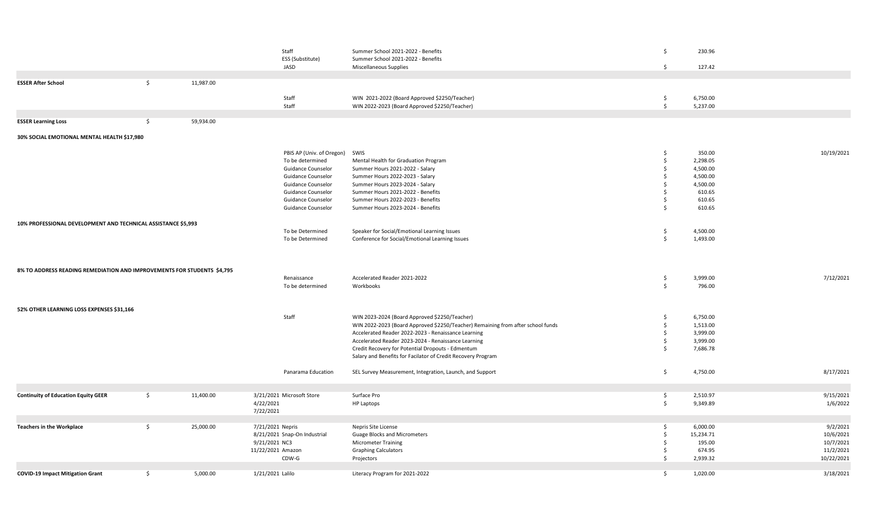| Grant | | Amount | Date / Vendor | Description | | Cost | Date |
|---|---|---|---|---|---|---|---|
| | | | Staff | Summer School 2021-2022 - Benefits | $ | 230.96 | |
| | | | ESS (Substitute) | Summer School 2021-2022 - Benefits | | | |
| | | | JASD | Miscellaneous Supplies | $ | 127.42 | |
| **ESSER After School** | $ | 11,987.00 | | | | | |
| | | | Staff | WIN 2021-2022 (Board Approved $2250/Teacher) | $ | 6,750.00 | |
| | | | Staff | WIN 2022-2023 (Board Approved $2250/Teacher) | $ | 5,237.00 | |
| **ESSER Learning Loss** | $ | 59,934.00 | | | | | |
| **30% SOCIAL EMOTIONAL MENTAL HEALTH $17,980** | | | | | | | |
| | | | PBIS AP (Univ. of Oregon) | SWIS | $ | 350.00 | 10/19/2021 |
| | | | To be determined | Mental Health for Graduation Program | $ | 2,298.05 | |
| | | | Guidance Counselor | Summer Hours 2021-2022 - Salary | $ | 4,500.00 | |
| | | | Guidance Counselor | Summer Hours 2022-2023 - Salary | $ | 4,500.00 | |
| | | | Guidance Counselor | Summer Hours 2023-2024 - Salary | $ | 4,500.00 | |
| | | | Guidance Counselor | Summer Hours 2021-2022 - Benefits | $ | 610.65 | |
| | | | Guidance Counselor | Summer Hours 2022-2023 - Benefits | $ | 610.65 | |
| | | | Guidance Counselor | Summer Hours 2023-2024 - Benefits | $ | 610.65 | |
| **10% PROFESSIONAL DEVELOPMENT AND TECHNICAL ASSISTANCE $5,993** | | | | | | | |
| | | | To be Determined | Speaker for Social/Emotional Learning Issues | $ | 4,500.00 | |
| | | | To be Determined | Conference for Social/Emotional Learning Issues | $ | 1,493.00 | |
| **8% TO ADDRESS READING REMEDIATION AND IMPROVEMENTS FOR STUDENTS $4,795** | | | | | | | |
| | | | Renaissance | Accelerated Reader 2021-2022 | $ | 3,999.00 | 7/12/2021 |
| | | | To be determined | Workbooks | $ | 796.00 | |
| **52% OTHER LEARNING LOSS EXPENSES $31,166** | | | | | | | |
| | | | Staff | WIN 2023-2024 (Board Approved $2250/Teacher) | $ | 6,750.00 | |
| | | | | WIN 2022-2023 (Board Approved $2250/Teacher) Remaining from after school funds | $ | 1,513.00 | |
| | | | | Accelerated Reader 2022-2023 - Renaissance Learning | $ | 3,999.00 | |
| | | | | Accelerated Reader 2023-2024 - Renaissance Learning | $ | 3,999.00 | |
| | | | | Credit Recovery for Potential Dropouts - Edmentum | $ | 7,686.78 | |
| | | | | Salary and Benefits for Facilator of Credit Recovery Program | | | |
| | | | Panarama Education | SEL Survey Measurement, Integration, Launch, and Support | $ | 4,750.00 | 8/17/2021 |
| **Continuity of Education Equity GEER** | $ | 11,400.00 | 3/21/2021 Microsoft Store | Surface Pro | $ | 2,510.97 | 9/15/2021 |
| | | | 4/22/2021 | HP Laptops | $ | 9,349.89 | 1/6/2022 |
| | | | 7/22/2021 | | | | |
| **Teachers in the Workplace** | $ | 25,000.00 | 7/21/2021 Nepris | Nepris Site License | $ | 6,000.00 | 9/2/2021 |
| | | | 8/21/2021 Snap-On Industrial | Guage Blocks and Micrometers | $ | 15,234.71 | 10/6/2021 |
| | | | 9/21/2021 NC3 | Micrometer Training | $ | 195.00 | 10/7/2021 |
| | | | 11/22/2021 Amazon | Graphing Calculators | $ | 674.95 | 11/2/2021 |
| | | | CDW-G | Projectors | $ | 2,939.32 | 10/22/2021 |
| **COVID-19 Impact Mitigation Grant** | $ | 5,000.00 | 1/21/2021 Lalilo | Literacy Program for 2021-2022 | $ | 1,020.00 | 3/18/2021 |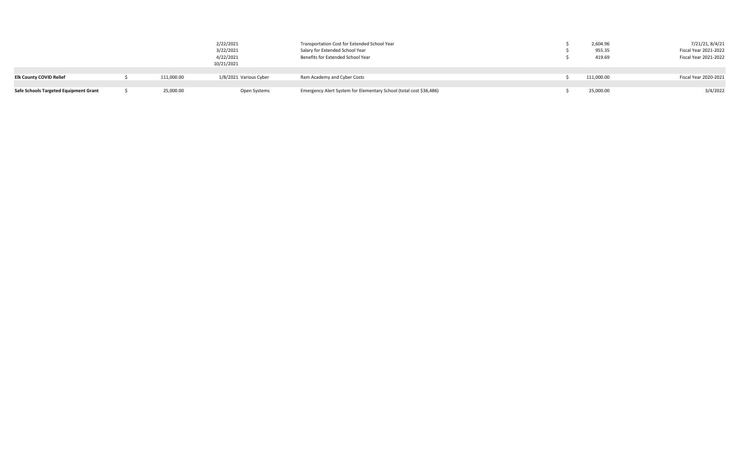| | | | | | | |
|---|---|---|---|---|---|---|
| | | 2/22/2021 | | Transportation Cost for Extended School Year | $ 2,604.96 | 7/21/21, 8/4/21 |
| | | 3/22/2021 | | Salary for Extended School Year | $ 955.35 | Fiscal Year 2021-2022 |
| | | 4/22/2021 | | Benefits for Extended School Year | $ 419.69 | Fiscal Year 2021-2022 |
| | | 10/21/2021 | | | | |
| **Elk County COVID Relief** | $ 111,000.00 | 1/8/2021 | Various Cyber | Ram Academy and Cyber Costs | $ 111,000.00 | Fiscal Year 2020-2021 |
| **Safe Schools Targeted Equipment Grant** | $ 25,000.00 | | Open Systems | Emergency Alert System for Elementary School (total cost $36,486) | $ 25,000.00 | 3/4/2022 |